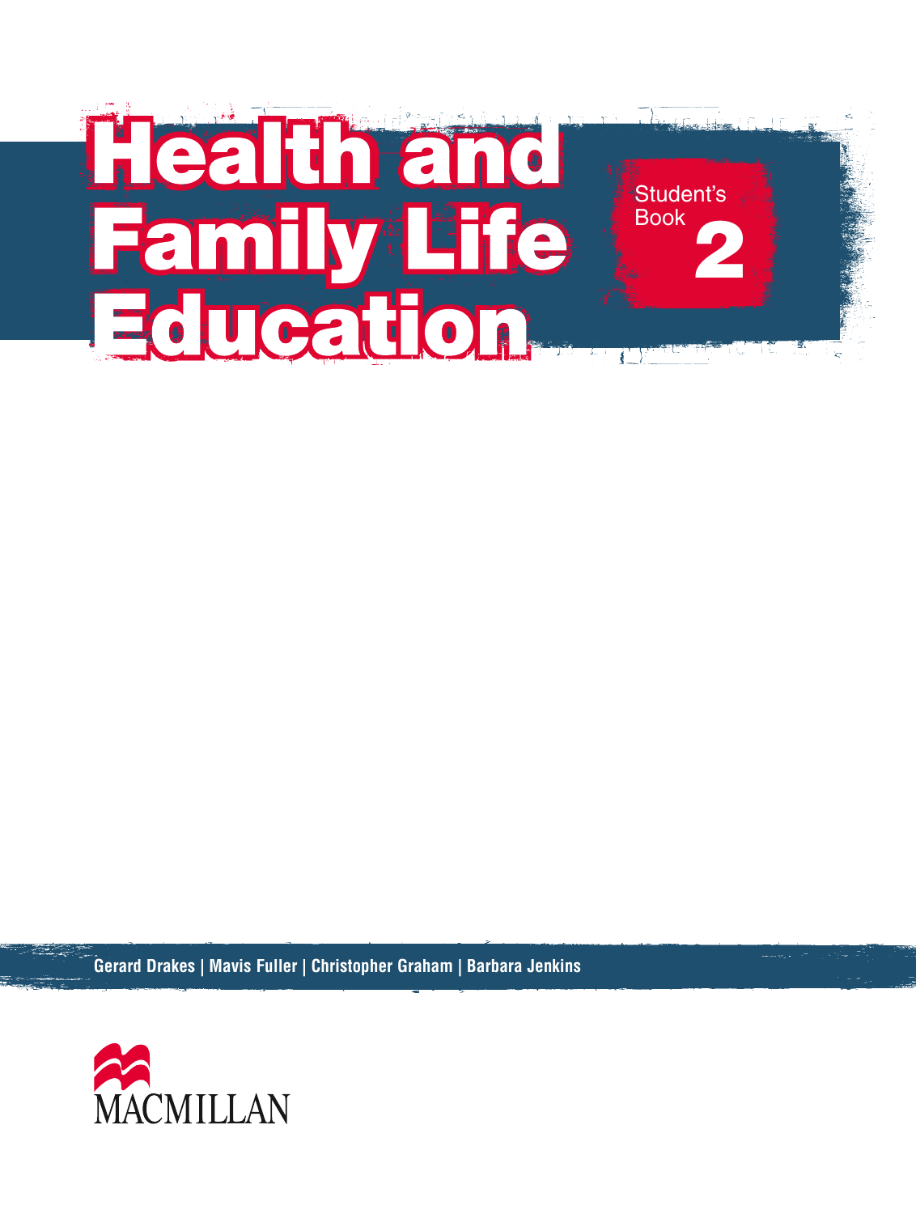# Health and Family Life Education

Student's Book 2

Gerard Drakes | Mavis Fuller | Christopher Graham | Barbara Jenkins

MACMILLAN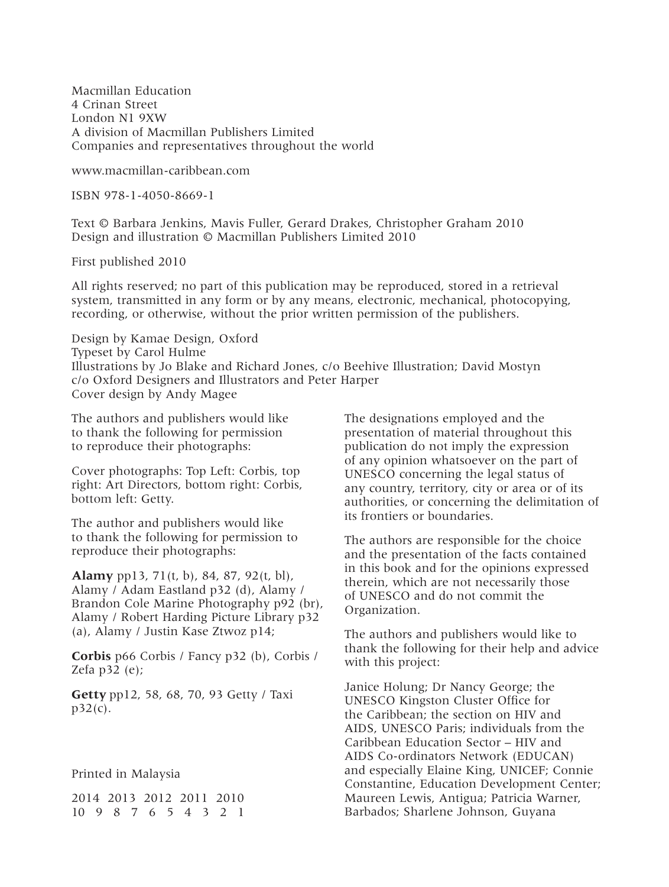Macmillan Education
4 Crinan Street
London N1 9XW
A division of Macmillan Publishers Limited
Companies and representatives throughout the world

www.macmillan-caribbean.com

ISBN 978-1-4050-8669-1

Text © Barbara Jenkins, Mavis Fuller, Gerard Drakes, Christopher Graham 2010
Design and illustration © Macmillan Publishers Limited 2010

First published 2010

All rights reserved; no part of this publication may be reproduced, stored in a retrieval system, transmitted in any form or by any means, electronic, mechanical, photocopying, recording, or otherwise, without the prior written permission of the publishers.

Design by Kamae Design, Oxford
Typeset by Carol Hulme
Illustrations by Jo Blake and Richard Jones, c/o Beehive Illustration; David Mostyn c/o Oxford Designers and Illustrators and Peter Harper
Cover design by Andy Magee

The authors and publishers would like to thank the following for permission to reproduce their photographs:

Cover photographs: Top Left: Corbis, top right: Art Directors, bottom right: Corbis, bottom left: Getty.

The author and publishers would like to thank the following for permission to reproduce their photographs:

**Alamy** pp13, 71(t, b), 84, 87, 92(t, bl), Alamy / Adam Eastland p32 (d), Alamy / Brandon Cole Marine Photography p92 (br), Alamy / Robert Harding Picture Library p32 (a), Alamy / Justin Kase Ztwoz p14;

**Corbis** p66 Corbis / Fancy p32 (b), Corbis / Zefa p32 (e);

**Getty** pp12, 58, 68, 70, 93 Getty / Taxi p32(c).

Printed in Malaysia

2014 2013 2012 2011 2010
10 9 8 7 6 5 4 3 2 1

The designations employed and the presentation of material throughout this publication do not imply the expression of any opinion whatsoever on the part of UNESCO concerning the legal status of any country, territory, city or area or of its authorities, or concerning the delimitation of its frontiers or boundaries.

The authors are responsible for the choice and the presentation of the facts contained in this book and for the opinions expressed therein, which are not necessarily those of UNESCO and do not commit the Organization.

The authors and publishers would like to thank the following for their help and advice with this project:

Janice Holung; Dr Nancy George; the UNESCO Kingston Cluster Office for the Caribbean; the section on HIV and AIDS, UNESCO Paris; individuals from the Caribbean Education Sector – HIV and AIDS Co-ordinators Network (EDUCAN) and especially Elaine King, UNICEF; Connie Constantine, Education Development Center; Maureen Lewis, Antigua; Patricia Warner, Barbados; Sharlene Johnson, Guyana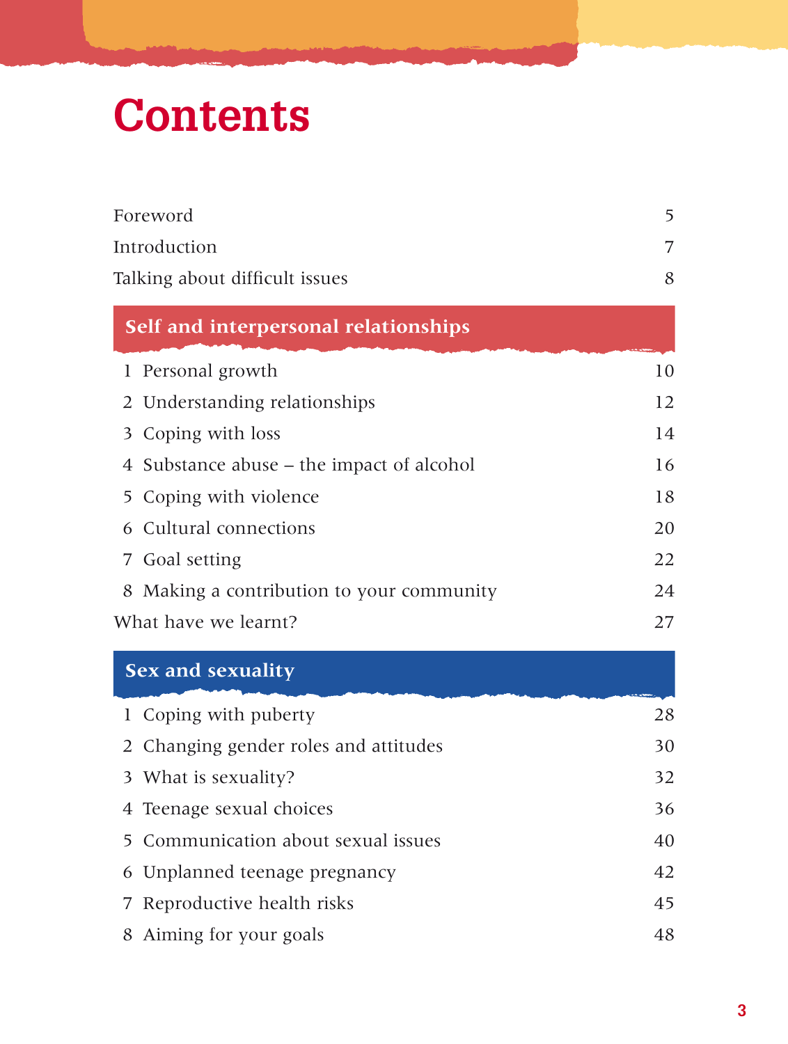# Contents

| | |
|---|---|
| Foreword | 5 |
| Introduction | 7 |
| Talking about difficult issues | 8 |

## Self and interpersonal relationships

| | |
|---|---|
| 1 Personal growth | 10 |
| 2 Understanding relationships | 12 |
| 3 Coping with loss | 14 |
| 4 Substance abuse – the impact of alcohol | 16 |
| 5 Coping with violence | 18 |
| 6 Cultural connections | 20 |
| 7 Goal setting | 22 |
| 8 Making a contribution to your community | 24 |
| What have we learnt? | 27 |

## Sex and sexuality

| | |
|---|---|
| 1 Coping with puberty | 28 |
| 2 Changing gender roles and attitudes | 30 |
| 3 What is sexuality? | 32 |
| 4 Teenage sexual choices | 36 |
| 5 Communication about sexual issues | 40 |
| 6 Unplanned teenage pregnancy | 42 |
| 7 Reproductive health risks | 45 |
| 8 Aiming for your goals | 48 |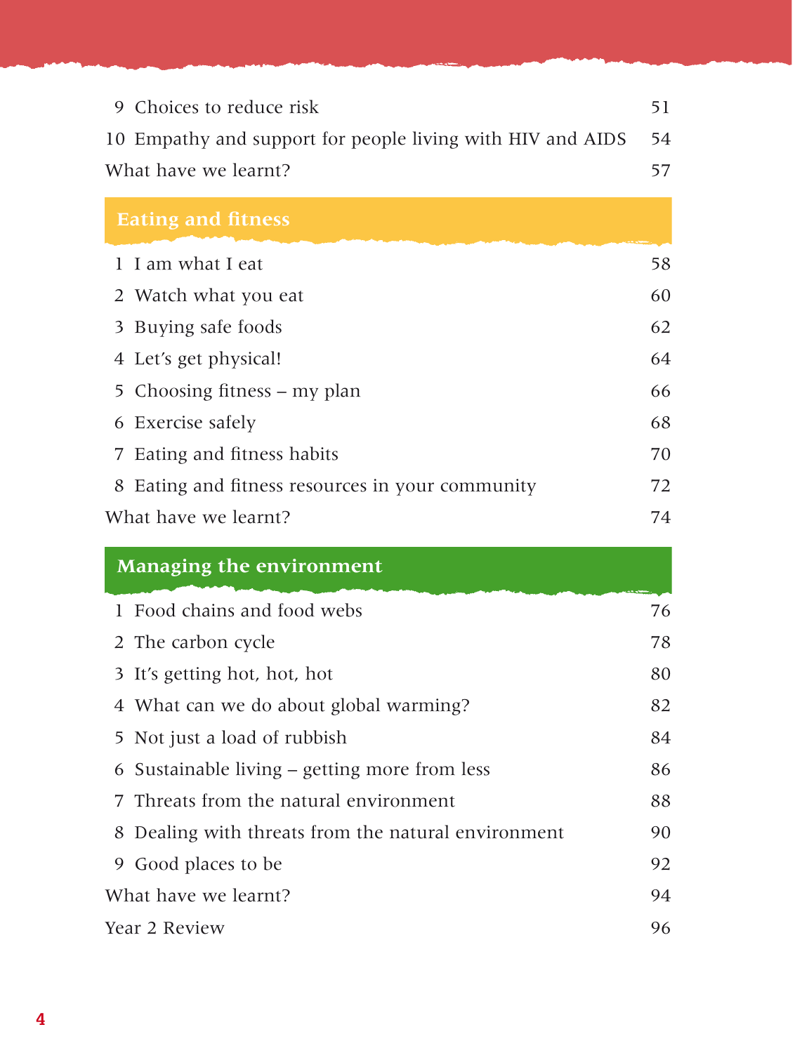| | |
|---|---|
| 9 Choices to reduce risk | 51 |
| 10 Empathy and support for people living with HIV and AIDS | 54 |
| What have we learnt? | 57 |

## Eating and fitness

| | |
|---|---|
| 1 I am what I eat | 58 |
| 2 Watch what you eat | 60 |
| 3 Buying safe foods | 62 |
| 4 Let's get physical! | 64 |
| 5 Choosing fitness – my plan | 66 |
| 6 Exercise safely | 68 |
| 7 Eating and fitness habits | 70 |
| 8 Eating and fitness resources in your community | 72 |
| What have we learnt? | 74 |

## Managing the environment

| | |
|---|---|
| 1 Food chains and food webs | 76 |
| 2 The carbon cycle | 78 |
| 3 It's getting hot, hot, hot | 80 |
| 4 What can we do about global warming? | 82 |
| 5 Not just a load of rubbish | 84 |
| 6 Sustainable living – getting more from less | 86 |
| 7 Threats from the natural environment | 88 |
| 8 Dealing with threats from the natural environment | 90 |
| 9 Good places to be | 92 |
| What have we learnt? | 94 |
| Year 2 Review | 96 |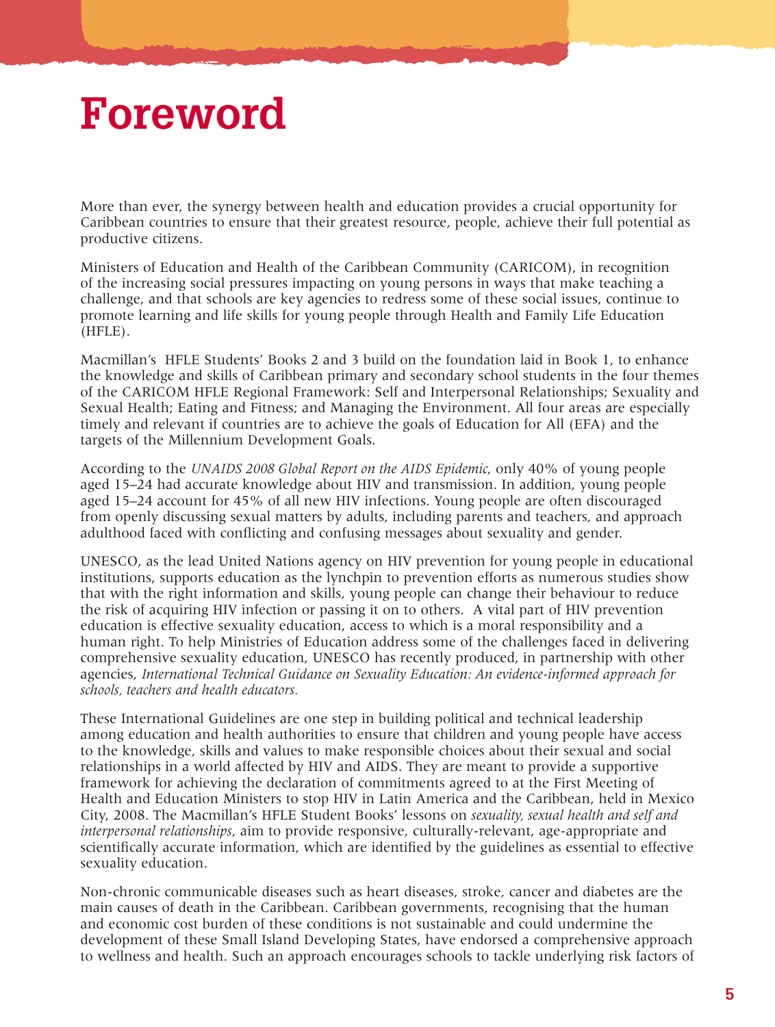# Foreword

More than ever, the synergy between health and education provides a crucial opportunity for Caribbean countries to ensure that their greatest resource, people, achieve their full potential as productive citizens.

Ministers of Education and Health of the Caribbean Community (CARICOM), in recognition of the increasing social pressures impacting on young persons in ways that make teaching a challenge, and that schools are key agencies to redress some of these social issues, continue to promote learning and life skills for young people through Health and Family Life Education (HFLE).

Macmillan's HFLE Students' Books 2 and 3 build on the foundation laid in Book 1, to enhance the knowledge and skills of Caribbean primary and secondary school students in the four themes of the CARICOM HFLE Regional Framework: Self and Interpersonal Relationships; Sexuality and Sexual Health; Eating and Fitness; and Managing the Environment. All four areas are especially timely and relevant if countries are to achieve the goals of Education for All (EFA) and the targets of the Millennium Development Goals.

According to the *UNAIDS 2008 Global Report on the AIDS Epidemic*, only 40% of young people aged 15–24 had accurate knowledge about HIV and transmission. In addition, young people aged 15–24 account for 45% of all new HIV infections. Young people are often discouraged from openly discussing sexual matters by adults, including parents and teachers, and approach adulthood faced with conflicting and confusing messages about sexuality and gender.

UNESCO, as the lead United Nations agency on HIV prevention for young people in educational institutions, supports education as the lynchpin to prevention efforts as numerous studies show that with the right information and skills, young people can change their behaviour to reduce the risk of acquiring HIV infection or passing it on to others. A vital part of HIV prevention education is effective sexuality education, access to which is a moral responsibility and a human right. To help Ministries of Education address some of the challenges faced in delivering comprehensive sexuality education, UNESCO has recently produced, in partnership with other agencies, *International Technical Guidance on Sexuality Education: An evidence-informed approach for schools, teachers and health educators.*

These International Guidelines are one step in building political and technical leadership among education and health authorities to ensure that children and young people have access to the knowledge, skills and values to make responsible choices about their sexual and social relationships in a world affected by HIV and AIDS. They are meant to provide a supportive framework for achieving the declaration of commitments agreed to at the First Meeting of Health and Education Ministers to stop HIV in Latin America and the Caribbean, held in Mexico City, 2008. The Macmillan's HFLE Student Books' lessons on *sexuality, sexual health and self and interpersonal relationships*, aim to provide responsive, culturally-relevant, age-appropriate and scientifically accurate information, which are identified by the guidelines as essential to effective sexuality education.

Non-chronic communicable diseases such as heart diseases, stroke, cancer and diabetes are the main causes of death in the Caribbean. Caribbean governments, recognising that the human and economic cost burden of these conditions is not sustainable and could undermine the development of these Small Island Developing States, have endorsed a comprehensive approach to wellness and health. Such an approach encourages schools to tackle underlying risk factors of